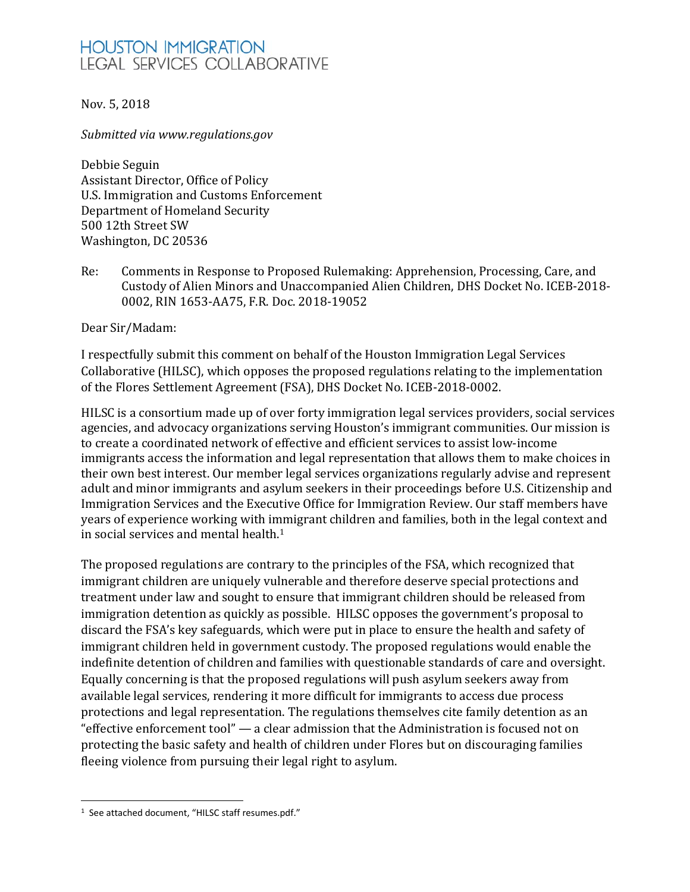# HOUSTON IMMIGRATION LEGAL SERVICES COLLABORATIVE

Nov. 5, 2018

*Submitted via www.regulations.gov*

Debbie Seguin
Assistant Director, Office of Policy
U.S. Immigration and Customs Enforcement
Department of Homeland Security
500 12th Street SW
Washington, DC 20536

Re: Comments in Response to Proposed Rulemaking: Apprehension, Processing, Care, and Custody of Alien Minors and Unaccompanied Alien Children, DHS Docket No. ICEB-2018-0002, RIN 1653-AA75, F.R. Doc. 2018-19052

Dear Sir/Madam:

I respectfully submit this comment on behalf of the Houston Immigration Legal Services Collaborative (HILSC), which opposes the proposed regulations relating to the implementation of the Flores Settlement Agreement (FSA), DHS Docket No. ICEB-2018-0002.

HILSC is a consortium made up of over forty immigration legal services providers, social services agencies, and advocacy organizations serving Houston's immigrant communities. Our mission is to create a coordinated network of effective and efficient services to assist low-income immigrants access the information and legal representation that allows them to make choices in their own best interest. Our member legal services organizations regularly advise and represent adult and minor immigrants and asylum seekers in their proceedings before U.S. Citizenship and Immigration Services and the Executive Office for Immigration Review. Our staff members have years of experience working with immigrant children and families, both in the legal context and in social services and mental health.[1]

The proposed regulations are contrary to the principles of the FSA, which recognized that immigrant children are uniquely vulnerable and therefore deserve special protections and treatment under law and sought to ensure that immigrant children should be released from immigration detention as quickly as possible. HILSC opposes the government's proposal to discard the FSA's key safeguards, which were put in place to ensure the health and safety of immigrant children held in government custody. The proposed regulations would enable the indefinite detention of children and families with questionable standards of care and oversight. Equally concerning is that the proposed regulations will push asylum seekers away from available legal services, rendering it more difficult for immigrants to access due process protections and legal representation. The regulations themselves cite family detention as an "effective enforcement tool" — a clear admission that the Administration is focused not on protecting the basic safety and health of children under Flores but on discouraging families fleeing violence from pursuing their legal right to asylum.

---

[1] See attached document, "HILSC staff resumes.pdf."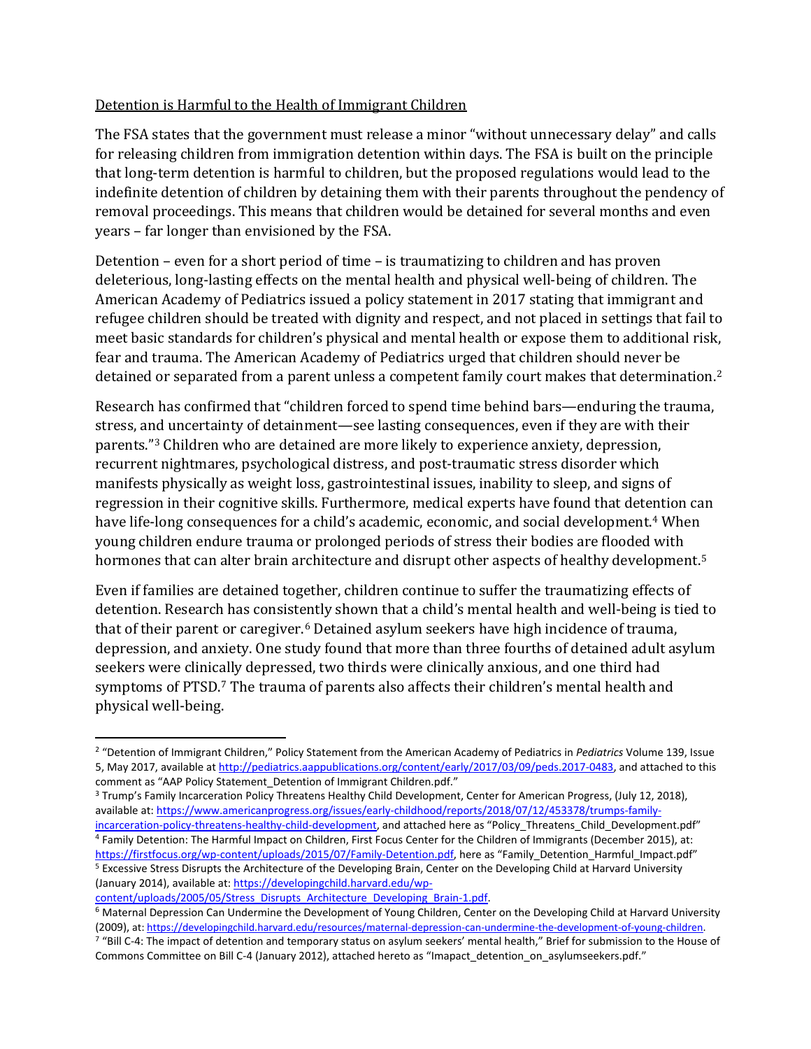Detention is Harmful to the Health of Immigrant Children

The FSA states that the government must release a minor "without unnecessary delay" and calls for releasing children from immigration detention within days. The FSA is built on the principle that long-term detention is harmful to children, but the proposed regulations would lead to the indefinite detention of children by detaining them with their parents throughout the pendency of removal proceedings. This means that children would be detained for several months and even years – far longer than envisioned by the FSA.

Detention – even for a short period of time – is traumatizing to children and has proven deleterious, long-lasting effects on the mental health and physical well-being of children. The American Academy of Pediatrics issued a policy statement in 2017 stating that immigrant and refugee children should be treated with dignity and respect, and not placed in settings that fail to meet basic standards for children's physical and mental health or expose them to additional risk, fear and trauma. The American Academy of Pediatrics urged that children should never be detained or separated from a parent unless a competent family court makes that determination.[2]

Research has confirmed that "children forced to spend time behind bars—enduring the trauma, stress, and uncertainty of detainment—see lasting consequences, even if they are with their parents."[3] Children who are detained are more likely to experience anxiety, depression, recurrent nightmares, psychological distress, and post-traumatic stress disorder which manifests physically as weight loss, gastrointestinal issues, inability to sleep, and signs of regression in their cognitive skills. Furthermore, medical experts have found that detention can have life-long consequences for a child's academic, economic, and social development.[4] When young children endure trauma or prolonged periods of stress their bodies are flooded with hormones that can alter brain architecture and disrupt other aspects of healthy development.[5]

Even if families are detained together, children continue to suffer the traumatizing effects of detention. Research has consistently shown that a child's mental health and well-being is tied to that of their parent or caregiver.[6] Detained asylum seekers have high incidence of trauma, depression, and anxiety. One study found that more than three fourths of detained adult asylum seekers were clinically depressed, two thirds were clinically anxious, and one third had symptoms of PTSD.[7] The trauma of parents also affects their children's mental health and physical well-being.

---

[2] "Detention of Immigrant Children," Policy Statement from the American Academy of Pediatrics in *Pediatrics* Volume 139, Issue 5, May 2017, available at http://pediatrics.aappublications.org/content/early/2017/03/09/peds.2017-0483, and attached to this comment as "AAP Policy Statement_Detention of Immigrant Children.pdf."

[3] Trump's Family Incarceration Policy Threatens Healthy Child Development, Center for American Progress, (July 12, 2018), available at: https://www.americanprogress.org/issues/early-childhood/reports/2018/07/12/453378/trumps-family-incarceration-policy-threatens-healthy-child-development, and attached here as "Policy_Threatens_Child_Development.pdf"

[4] Family Detention: The Harmful Impact on Children, First Focus Center for the Children of Immigrants (December 2015), at: https://firstfocus.org/wp-content/uploads/2015/07/Family-Detention.pdf, here as "Family_Detention_Harmful_Impact.pdf"

[5] Excessive Stress Disrupts the Architecture of the Developing Brain, Center on the Developing Child at Harvard University (January 2014), available at: https://developingchild.harvard.edu/wp-content/uploads/2005/05/Stress_Disrupts_Architecture_Developing_Brain-1.pdf.

[6] Maternal Depression Can Undermine the Development of Young Children, Center on the Developing Child at Harvard University (2009), at: https://developingchild.harvard.edu/resources/maternal-depression-can-undermine-the-development-of-young-children.

[7] "Bill C-4: The impact of detention and temporary status on asylum seekers' mental health," Brief for submission to the House of Commons Committee on Bill C-4 (January 2012), attached hereto as "Imapact_detention_on_asylumseekers.pdf."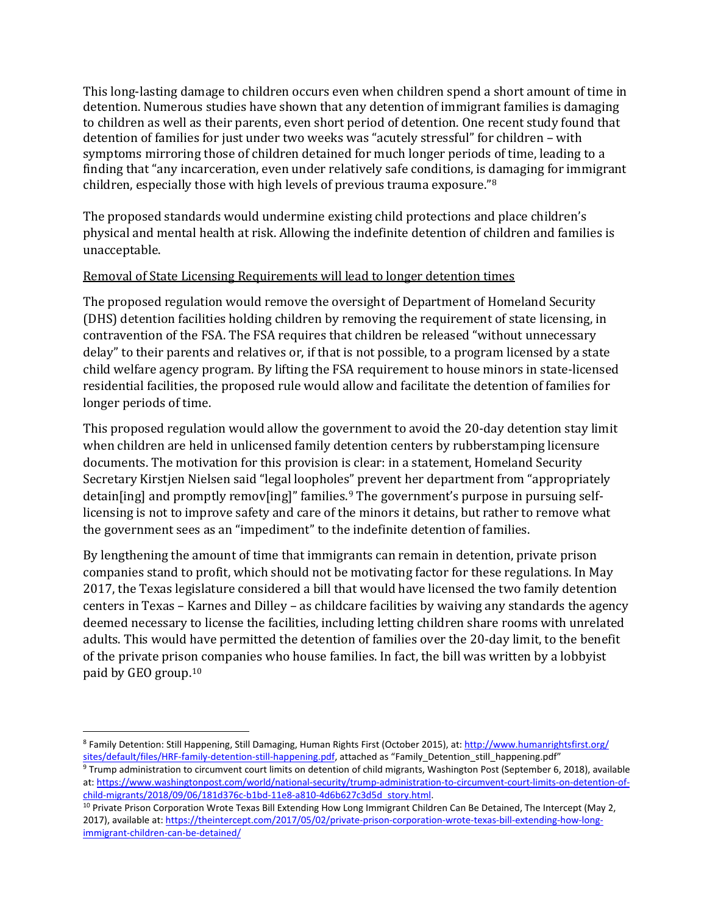This long-lasting damage to children occurs even when children spend a short amount of time in detention. Numerous studies have shown that any detention of immigrant families is damaging to children as well as their parents, even short period of detention. One recent study found that detention of families for just under two weeks was "acutely stressful" for children – with symptoms mirroring those of children detained for much longer periods of time, leading to a finding that "any incarceration, even under relatively safe conditions, is damaging for immigrant children, especially those with high levels of previous trauma exposure."[8]

The proposed standards would undermine existing child protections and place children's physical and mental health at risk. Allowing the indefinite detention of children and families is unacceptable.

<u>Removal of State Licensing Requirements will lead to longer detention times</u>

The proposed regulation would remove the oversight of Department of Homeland Security (DHS) detention facilities holding children by removing the requirement of state licensing, in contravention of the FSA. The FSA requires that children be released "without unnecessary delay" to their parents and relatives or, if that is not possible, to a program licensed by a state child welfare agency program. By lifting the FSA requirement to house minors in state-licensed residential facilities, the proposed rule would allow and facilitate the detention of families for longer periods of time.

This proposed regulation would allow the government to avoid the 20-day detention stay limit when children are held in unlicensed family detention centers by rubberstamping licensure documents. The motivation for this provision is clear: in a statement, Homeland Security Secretary Kirstjen Nielsen said "legal loopholes" prevent her department from "appropriately detain[ing] and promptly remov[ing]" families.[9] The government's purpose in pursuing self-licensing is not to improve safety and care of the minors it detains, but rather to remove what the government sees as an "impediment" to the indefinite detention of families.

By lengthening the amount of time that immigrants can remain in detention, private prison companies stand to profit, which should not be motivating factor for these regulations. In May 2017, the Texas legislature considered a bill that would have licensed the two family detention centers in Texas – Karnes and Dilley – as childcare facilities by waiving any standards the agency deemed necessary to license the facilities, including letting children share rooms with unrelated adults. This would have permitted the detention of families over the 20-day limit, to the benefit of the private prison companies who house families. In fact, the bill was written by a lobbyist paid by GEO group.[10]

---

[8] Family Detention: Still Happening, Still Damaging, Human Rights First (October 2015), at: http://www.humanrightsfirst.org/sites/default/files/HRF-family-detention-still-happening.pdf, attached as "Family_Detention_still_happening.pdf"

[9] Trump administration to circumvent court limits on detention of child migrants, Washington Post (September 6, 2018), available at: https://www.washingtonpost.com/world/national-security/trump-administration-to-circumvent-court-limits-on-detention-of-child-migrants/2018/09/06/181d376c-b1bd-11e8-a810-4d6b627c3d5d_story.html.

[10] Private Prison Corporation Wrote Texas Bill Extending How Long Immigrant Children Can Be Detained, The Intercept (May 2, 2017), available at: https://theintercept.com/2017/05/02/private-prison-corporation-wrote-texas-bill-extending-how-long-immigrant-children-can-be-detained/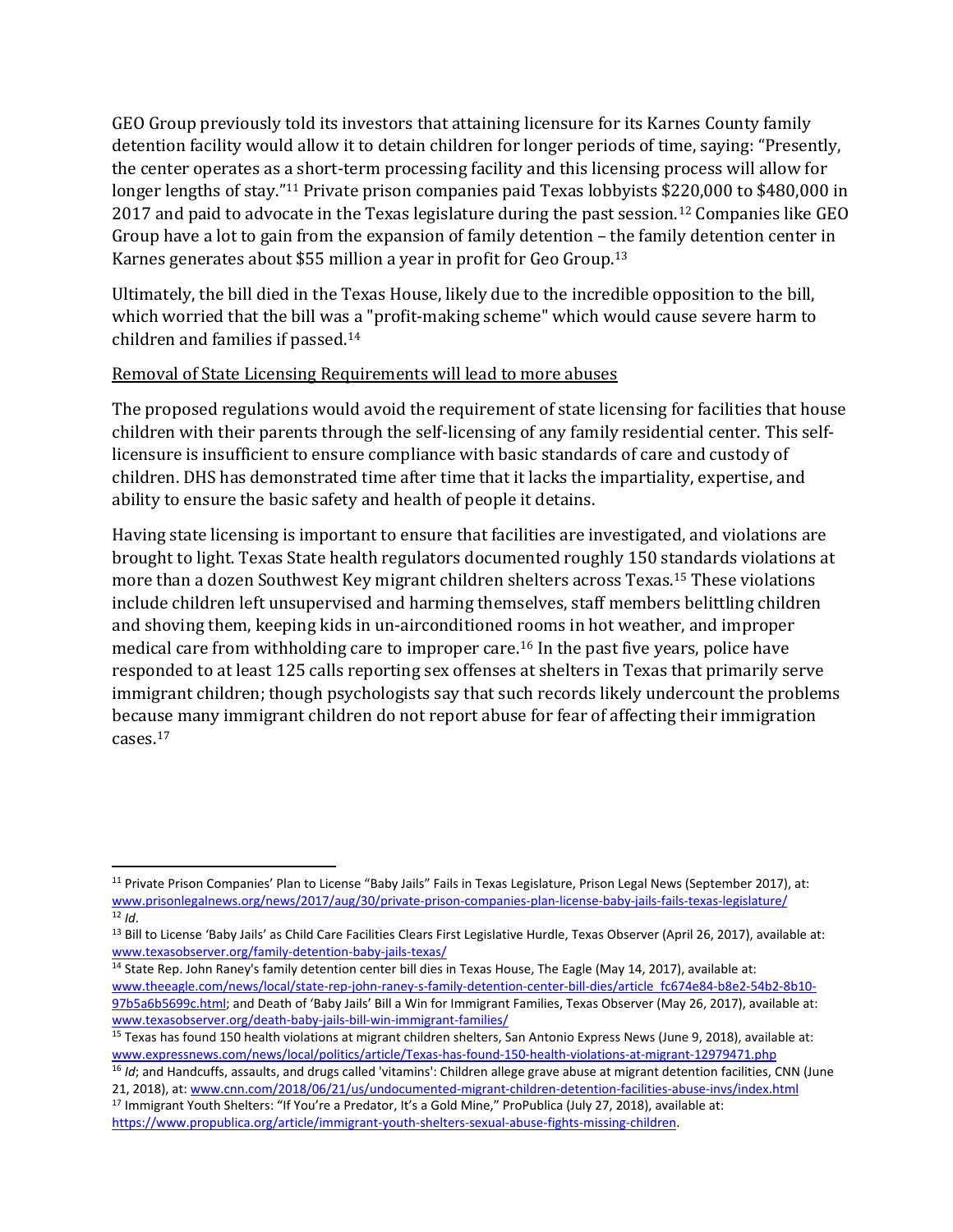GEO Group previously told its investors that attaining licensure for its Karnes County family detention facility would allow it to detain children for longer periods of time, saying: "Presently, the center operates as a short-term processing facility and this licensing process will allow for longer lengths of stay."[11] Private prison companies paid Texas lobbyists $220,000 to $480,000 in 2017 and paid to advocate in the Texas legislature during the past session.[12] Companies like GEO Group have a lot to gain from the expansion of family detention – the family detention center in Karnes generates about $55 million a year in profit for Geo Group.[13]

Ultimately, the bill died in the Texas House, likely due to the incredible opposition to the bill, which worried that the bill was a "profit-making scheme" which would cause severe harm to children and families if passed.[14]

<u>Removal of State Licensing Requirements will lead to more abuses</u>

The proposed regulations would avoid the requirement of state licensing for facilities that house children with their parents through the self-licensing of any family residential center. This self-licensure is insufficient to ensure compliance with basic standards of care and custody of children. DHS has demonstrated time after time that it lacks the impartiality, expertise, and ability to ensure the basic safety and health of people it detains.

Having state licensing is important to ensure that facilities are investigated, and violations are brought to light. Texas State health regulators documented roughly 150 standards violations at more than a dozen Southwest Key migrant children shelters across Texas.[15] These violations include children left unsupervised and harming themselves, staff members belittling children and shoving them, keeping kids in un-airconditioned rooms in hot weather, and improper medical care from withholding care to improper care.[16] In the past five years, police have responded to at least 125 calls reporting sex offenses at shelters in Texas that primarily serve immigrant children; though psychologists say that such records likely undercount the problems because many immigrant children do not report abuse for fear of affecting their immigration cases.[17]

---

[11] Private Prison Companies' Plan to License "Baby Jails" Fails in Texas Legislature, Prison Legal News (September 2017), at: www.prisonlegalnews.org/news/2017/aug/30/private-prison-companies-plan-license-baby-jails-fails-texas-legislature/

[12] *Id*.

[13] Bill to License 'Baby Jails' as Child Care Facilities Clears First Legislative Hurdle, Texas Observer (April 26, 2017), available at: www.texasobserver.org/family-detention-baby-jails-texas/

[14] State Rep. John Raney's family detention center bill dies in Texas House, The Eagle (May 14, 2017), available at: www.theeagle.com/news/local/state-rep-john-raney-s-family-detention-center-bill-dies/article_fc674e84-b8e2-54b2-8b10-97b5a6b5699c.html; and Death of 'Baby Jails' Bill a Win for Immigrant Families, Texas Observer (May 26, 2017), available at: www.texasobserver.org/death-baby-jails-bill-win-immigrant-families/

[15] Texas has found 150 health violations at migrant children shelters, San Antonio Express News (June 9, 2018), available at: www.expressnews.com/news/local/politics/article/Texas-has-found-150-health-violations-at-migrant-12979471.php

[16] *Id*; and Handcuffs, assaults, and drugs called 'vitamins': Children allege grave abuse at migrant detention facilities, CNN (June 21, 2018), at: www.cnn.com/2018/06/21/us/undocumented-migrant-children-detention-facilities-abuse-invs/index.html

[17] Immigrant Youth Shelters: "If You're a Predator, It's a Gold Mine," ProPublica (July 27, 2018), available at: https://www.propublica.org/article/immigrant-youth-shelters-sexual-abuse-fights-missing-children.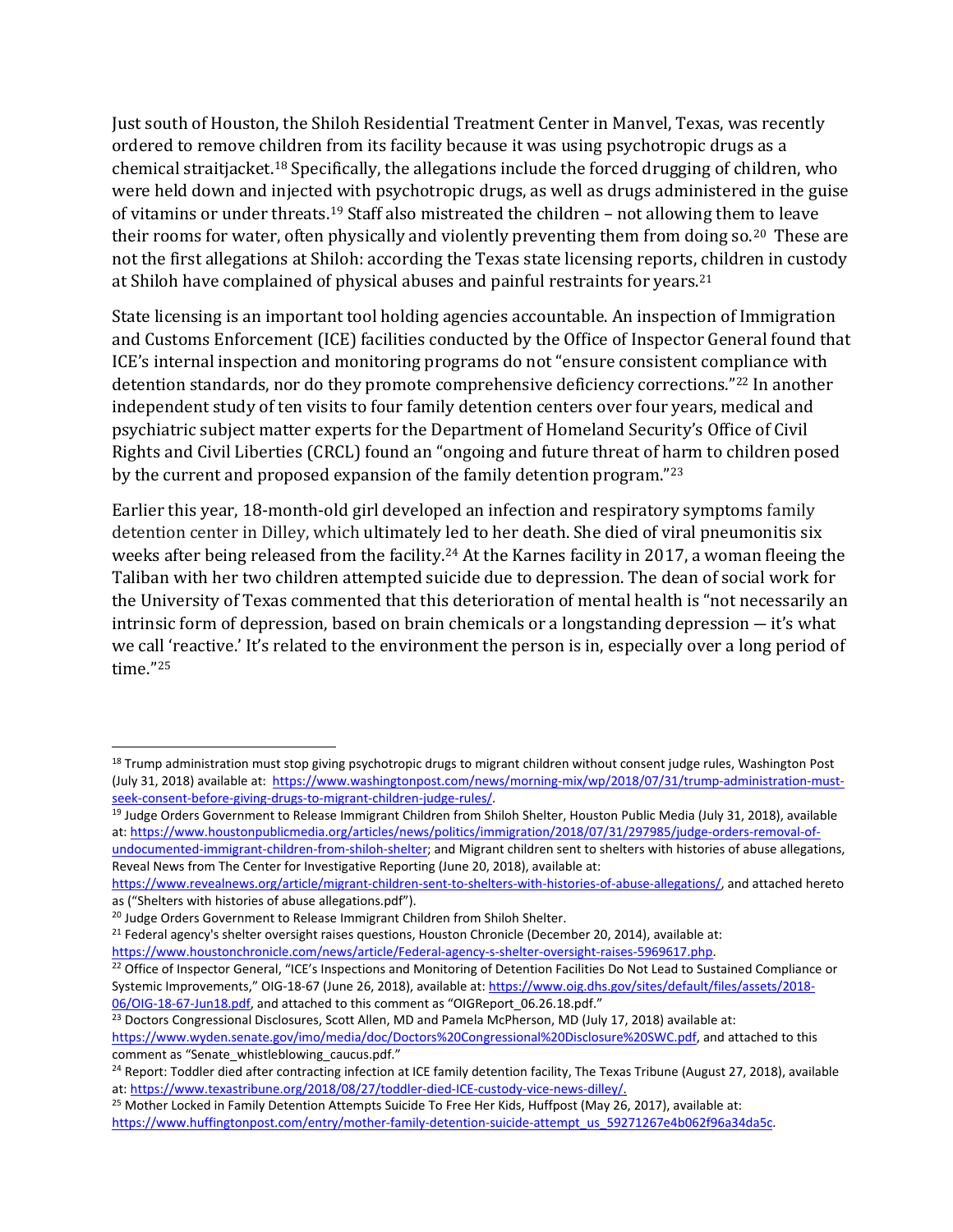Just south of Houston, the Shiloh Residential Treatment Center in Manvel, Texas, was recently ordered to remove children from its facility because it was using psychotropic drugs as a chemical straitjacket.[18] Specifically, the allegations include the forced drugging of children, who were held down and injected with psychotropic drugs, as well as drugs administered in the guise of vitamins or under threats.[19] Staff also mistreated the children – not allowing them to leave their rooms for water, often physically and violently preventing them from doing so.[20] These are not the first allegations at Shiloh: according the Texas state licensing reports, children in custody at Shiloh have complained of physical abuses and painful restraints for years.[21]

State licensing is an important tool holding agencies accountable. An inspection of Immigration and Customs Enforcement (ICE) facilities conducted by the Office of Inspector General found that ICE's internal inspection and monitoring programs do not "ensure consistent compliance with detention standards, nor do they promote comprehensive deficiency corrections."[22] In another independent study of ten visits to four family detention centers over four years, medical and psychiatric subject matter experts for the Department of Homeland Security's Office of Civil Rights and Civil Liberties (CRCL) found an "ongoing and future threat of harm to children posed by the current and proposed expansion of the family detention program."[23]

Earlier this year, 18-month-old girl developed an infection and respiratory symptoms family detention center in Dilley, which ultimately led to her death. She died of viral pneumonitis six weeks after being released from the facility.[24] At the Karnes facility in 2017, a woman fleeing the Taliban with her two children attempted suicide due to depression. The dean of social work for the University of Texas commented that this deterioration of mental health is "not necessarily an intrinsic form of depression, based on brain chemicals or a longstanding depression — it's what we call 'reactive.' It's related to the environment the person is in, especially over a long period of time."[25]

---

[18] Trump administration must stop giving psychotropic drugs to migrant children without consent judge rules, Washington Post (July 31, 2018) available at: https://www.washingtonpost.com/news/morning-mix/wp/2018/07/31/trump-administration-must-seek-consent-before-giving-drugs-to-migrant-children-judge-rules/.

[19] Judge Orders Government to Release Immigrant Children from Shiloh Shelter, Houston Public Media (July 31, 2018), available at: https://www.houstonpublicmedia.org/articles/news/politics/immigration/2018/07/31/297985/judge-orders-removal-of-undocumented-immigrant-children-from-shiloh-shelter; and Migrant children sent to shelters with histories of abuse allegations, Reveal News from The Center for Investigative Reporting (June 20, 2018), available at: https://www.revealnews.org/article/migrant-children-sent-to-shelters-with-histories-of-abuse-allegations/, and attached hereto as ("Shelters with histories of abuse allegations.pdf").

[20] Judge Orders Government to Release Immigrant Children from Shiloh Shelter.

[21] Federal agency's shelter oversight raises questions, Houston Chronicle (December 20, 2014), available at: https://www.houstonchronicle.com/news/article/Federal-agency-s-shelter-oversight-raises-5969617.php.

[22] Office of Inspector General, "ICE's Inspections and Monitoring of Detention Facilities Do Not Lead to Sustained Compliance or Systemic Improvements," OIG-18-67 (June 26, 2018), available at: https://www.oig.dhs.gov/sites/default/files/assets/2018-06/OIG-18-67-Jun18.pdf, and attached to this comment as "OIGReport_06.26.18.pdf."

[23] Doctors Congressional Disclosures, Scott Allen, MD and Pamela McPherson, MD (July 17, 2018) available at: https://www.wyden.senate.gov/imo/media/doc/Doctors%20Congressional%20Disclosure%20SWC.pdf, and attached to this comment as "Senate_whistleblowing_caucus.pdf."

[24] Report: Toddler died after contracting infection at ICE family detention facility, The Texas Tribune (August 27, 2018), available at: https://www.texastribune.org/2018/08/27/toddler-died-ICE-custody-vice-news-dilley/.

[25] Mother Locked in Family Detention Attempts Suicide To Free Her Kids, Huffpost (May 26, 2017), available at: https://www.huffingtonpost.com/entry/mother-family-detention-suicide-attempt_us_59271267e4b062f96a34da5c.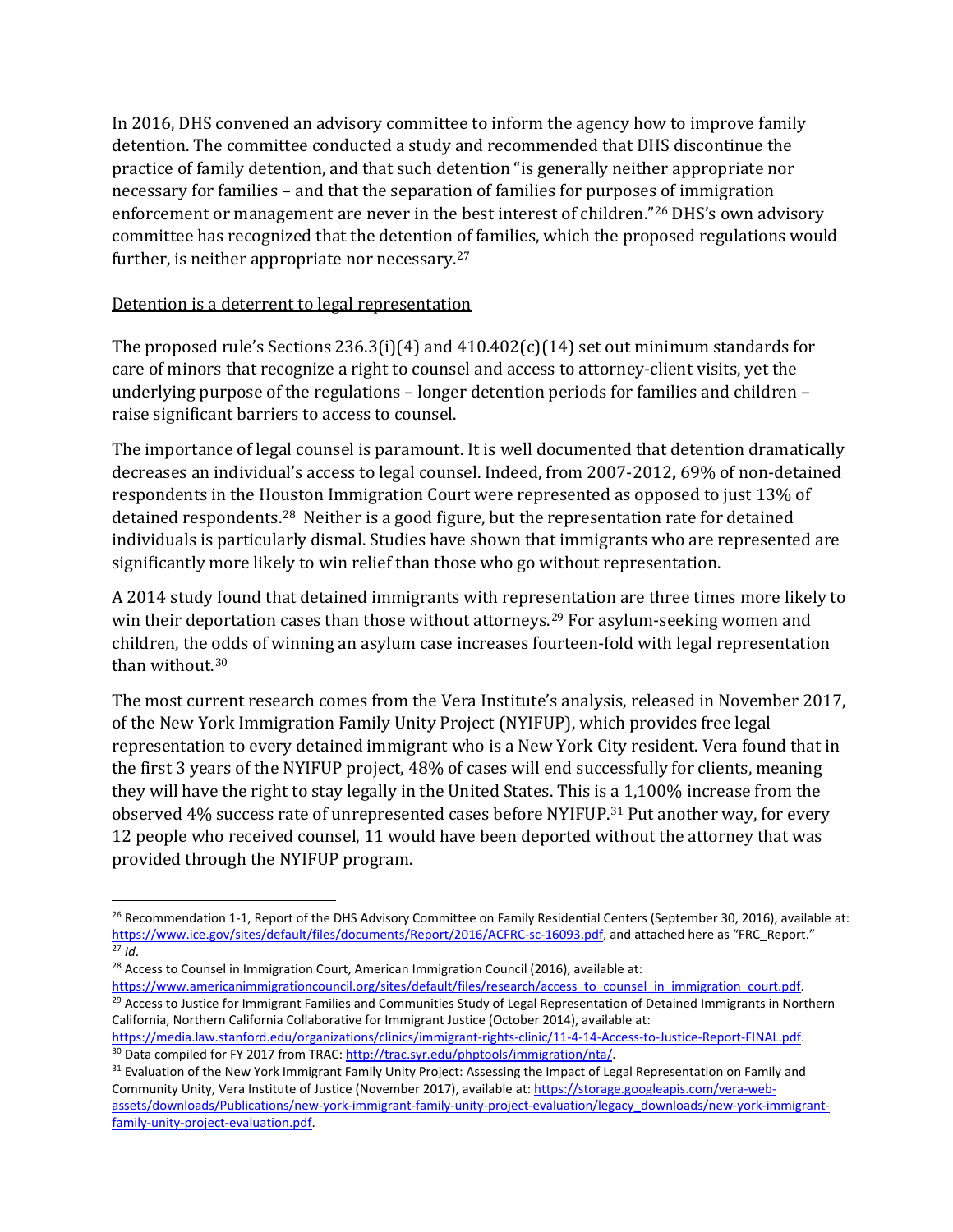In 2016, DHS convened an advisory committee to inform the agency how to improve family detention. The committee conducted a study and recommended that DHS discontinue the practice of family detention, and that such detention "is generally neither appropriate nor necessary for families – and that the separation of families for purposes of immigration enforcement or management are never in the best interest of children."[26] DHS's own advisory committee has recognized that the detention of families, which the proposed regulations would further, is neither appropriate nor necessary.[27]

Detention is a deterrent to legal representation

The proposed rule's Sections 236.3(i)(4) and 410.402(c)(14) set out minimum standards for care of minors that recognize a right to counsel and access to attorney-client visits, yet the underlying purpose of the regulations – longer detention periods for families and children – raise significant barriers to access to counsel.

The importance of legal counsel is paramount. It is well documented that detention dramatically decreases an individual's access to legal counsel. Indeed, from 2007-2012**,** 69% of non-detained respondents in the Houston Immigration Court were represented as opposed to just 13% of detained respondents.[28] Neither is a good figure, but the representation rate for detained individuals is particularly dismal. Studies have shown that immigrants who are represented are significantly more likely to win relief than those who go without representation.

A 2014 study found that detained immigrants with representation are three times more likely to win their deportation cases than those without attorneys.[29] For asylum-seeking women and children, the odds of winning an asylum case increases fourteen-fold with legal representation than without.[30]

The most current research comes from the Vera Institute's analysis, released in November 2017, of the New York Immigration Family Unity Project (NYIFUP), which provides free legal representation to every detained immigrant who is a New York City resident. Vera found that in the first 3 years of the NYIFUP project, 48% of cases will end successfully for clients, meaning they will have the right to stay legally in the United States. This is a 1,100% increase from the observed 4% success rate of unrepresented cases before NYIFUP.[31] Put another way, for every 12 people who received counsel, 11 would have been deported without the attorney that was provided through the NYIFUP program.

---

[26] Recommendation 1-1, Report of the DHS Advisory Committee on Family Residential Centers (September 30, 2016), available at: https://www.ice.gov/sites/default/files/documents/Report/2016/ACFRC-sc-16093.pdf, and attached here as "FRC_Report."

[27] *Id*.

[28] Access to Counsel in Immigration Court, American Immigration Council (2016), available at: https://www.americanimmigrationcouncil.org/sites/default/files/research/access_to_counsel_in_immigration_court.pdf.

[29] Access to Justice for Immigrant Families and Communities Study of Legal Representation of Detained Immigrants in Northern California, Northern California Collaborative for Immigrant Justice (October 2014), available at: https://media.law.stanford.edu/organizations/clinics/immigrant-rights-clinic/11-4-14-Access-to-Justice-Report-FINAL.pdf.

[30] Data compiled for FY 2017 from TRAC: http://trac.syr.edu/phptools/immigration/nta/.

[31] Evaluation of the New York Immigrant Family Unity Project: Assessing the Impact of Legal Representation on Family and Community Unity, Vera Institute of Justice (November 2017), available at: https://storage.googleapis.com/vera-web-assets/downloads/Publications/new-york-immigrant-family-unity-project-evaluation/legacy_downloads/new-york-immigrant-family-unity-project-evaluation.pdf.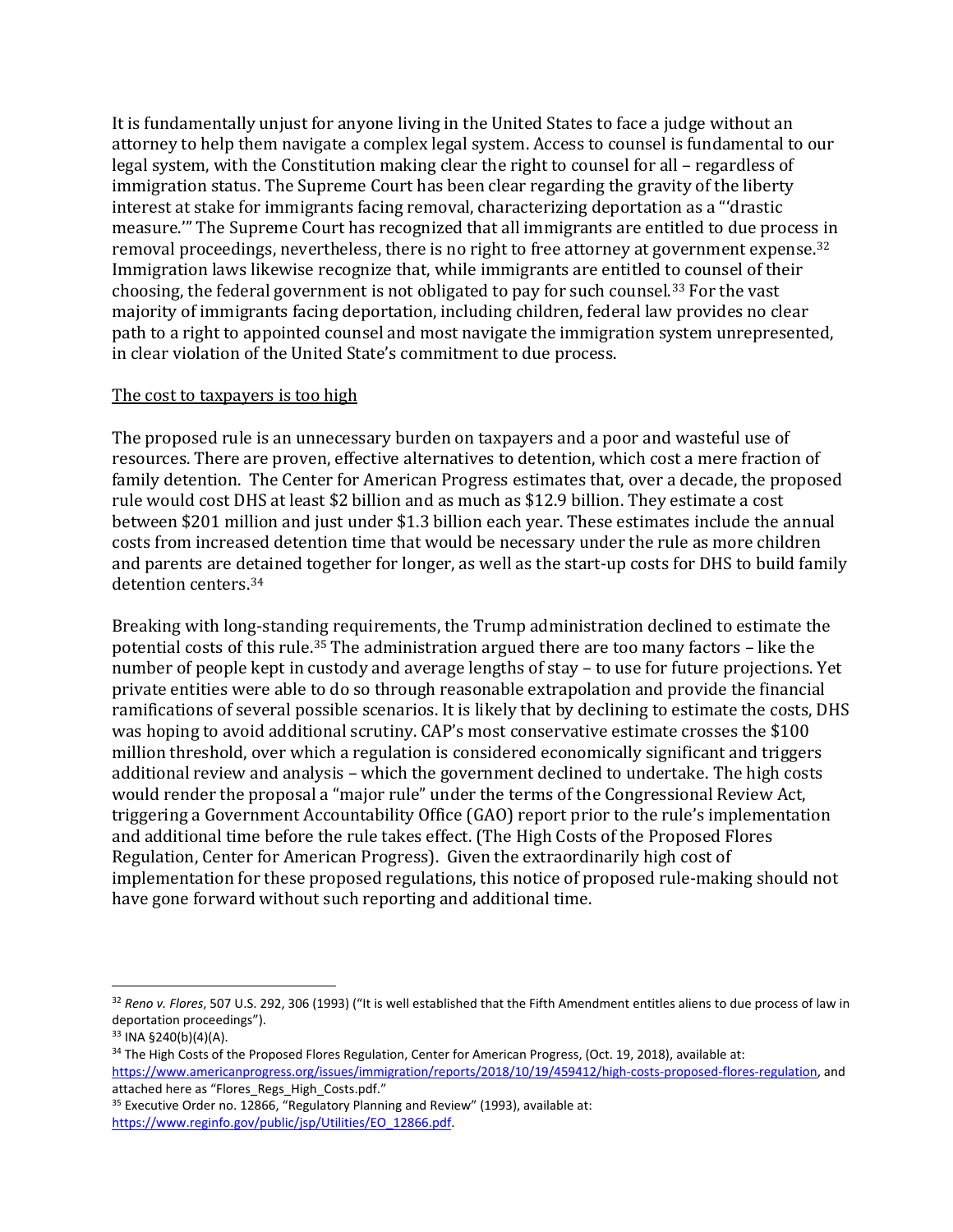It is fundamentally unjust for anyone living in the United States to face a judge without an attorney to help them navigate a complex legal system. Access to counsel is fundamental to our legal system, with the Constitution making clear the right to counsel for all – regardless of immigration status. The Supreme Court has been clear regarding the gravity of the liberty interest at stake for immigrants facing removal, characterizing deportation as a "'drastic measure.'" The Supreme Court has recognized that all immigrants are entitled to due process in removal proceedings, nevertheless, there is no right to free attorney at government expense.[32] Immigration laws likewise recognize that, while immigrants are entitled to counsel of their choosing, the federal government is not obligated to pay for such counsel.[33] For the vast majority of immigrants facing deportation, including children, federal law provides no clear path to a right to appointed counsel and most navigate the immigration system unrepresented, in clear violation of the United State's commitment to due process.

<u>The cost to taxpayers is too high</u>

The proposed rule is an unnecessary burden on taxpayers and a poor and wasteful use of resources. There are proven, effective alternatives to detention, which cost a mere fraction of family detention. The Center for American Progress estimates that, over a decade, the proposed rule would cost DHS at least $2 billion and as much as $12.9 billion. They estimate a cost between $201 million and just under $1.3 billion each year. These estimates include the annual costs from increased detention time that would be necessary under the rule as more children and parents are detained together for longer, as well as the start-up costs for DHS to build family detention centers.[34]

Breaking with long-standing requirements, the Trump administration declined to estimate the potential costs of this rule.[35] The administration argued there are too many factors – like the number of people kept in custody and average lengths of stay – to use for future projections. Yet private entities were able to do so through reasonable extrapolation and provide the financial ramifications of several possible scenarios. It is likely that by declining to estimate the costs, DHS was hoping to avoid additional scrutiny. CAP's most conservative estimate crosses the $100 million threshold, over which a regulation is considered economically significant and triggers additional review and analysis – which the government declined to undertake. The high costs would render the proposal a "major rule" under the terms of the Congressional Review Act, triggering a Government Accountability Office (GAO) report prior to the rule's implementation and additional time before the rule takes effect. (The High Costs of the Proposed Flores Regulation, Center for American Progress). Given the extraordinarily high cost of implementation for these proposed regulations, this notice of proposed rule-making should not have gone forward without such reporting and additional time.

---

[32] *Reno v. Flores*, 507 U.S. 292, 306 (1993) ("It is well established that the Fifth Amendment entitles aliens to due process of law in deportation proceedings").

[33] INA §240(b)(4)(A).

[34] The High Costs of the Proposed Flores Regulation, Center for American Progress, (Oct. 19, 2018), available at: https://www.americanprogress.org/issues/immigration/reports/2018/10/19/459412/high-costs-proposed-flores-regulation, and attached here as "Flores_Regs_High_Costs.pdf."

[35] Executive Order no. 12866, "Regulatory Planning and Review" (1993), available at: https://www.reginfo.gov/public/jsp/Utilities/EO_12866.pdf.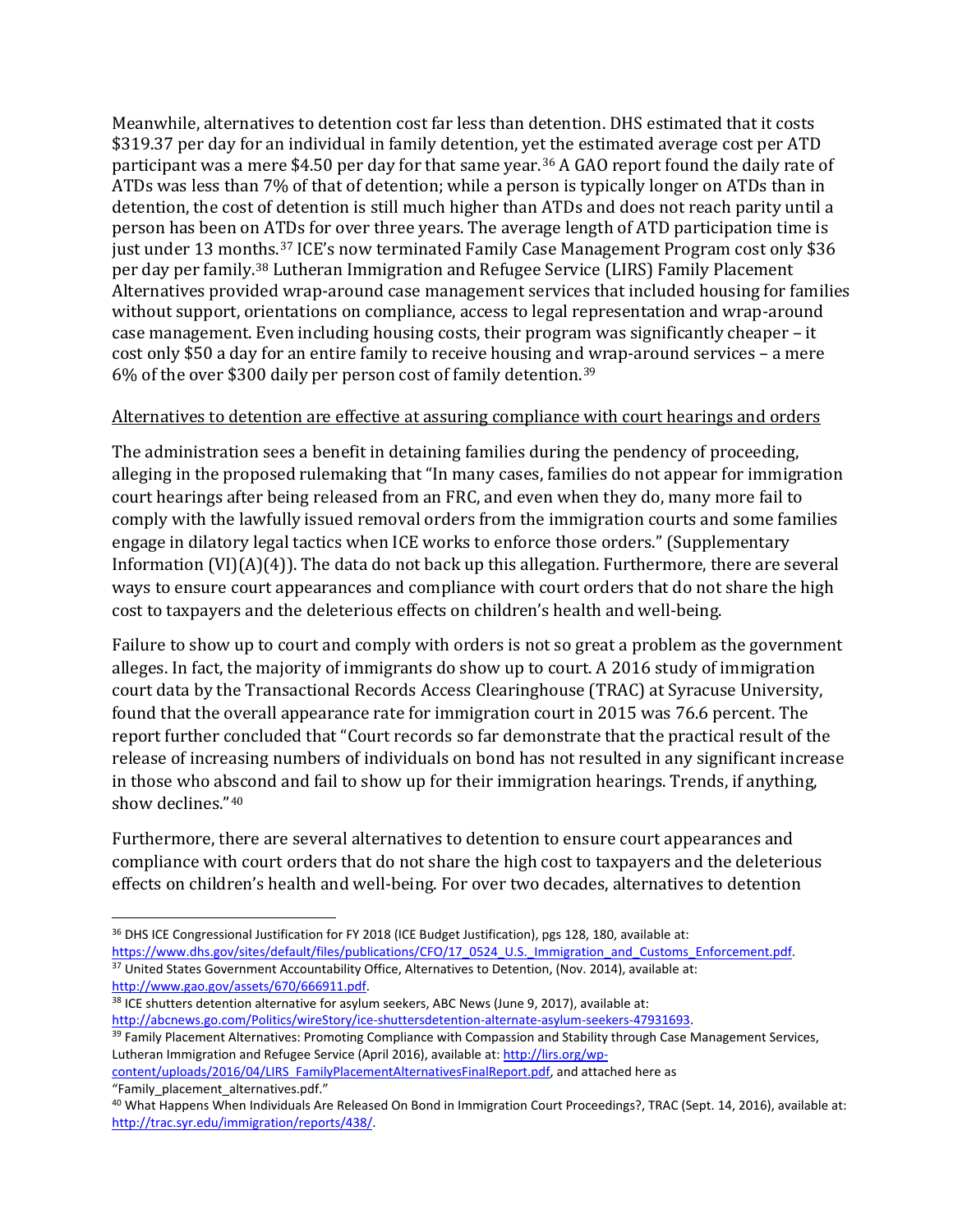Meanwhile, alternatives to detention cost far less than detention. DHS estimated that it costs $319.37 per day for an individual in family detention, yet the estimated average cost per ATD participant was a mere $4.50 per day for that same year.[36] A GAO report found the daily rate of ATDs was less than 7% of that of detention; while a person is typically longer on ATDs than in detention, the cost of detention is still much higher than ATDs and does not reach parity until a person has been on ATDs for over three years. The average length of ATD participation time is just under 13 months.[37] ICE's now terminated Family Case Management Program cost only $36 per day per family.[38] Lutheran Immigration and Refugee Service (LIRS) Family Placement Alternatives provided wrap-around case management services that included housing for families without support, orientations on compliance, access to legal representation and wrap-around case management. Even including housing costs, their program was significantly cheaper – it cost only $50 a day for an entire family to receive housing and wrap-around services – a mere 6% of the over $300 daily per person cost of family detention.[39]

<u>Alternatives to detention are effective at assuring compliance with court hearings and orders</u>

The administration sees a benefit in detaining families during the pendency of proceeding, alleging in the proposed rulemaking that "In many cases, families do not appear for immigration court hearings after being released from an FRC, and even when they do, many more fail to comply with the lawfully issued removal orders from the immigration courts and some families engage in dilatory legal tactics when ICE works to enforce those orders." (Supplementary Information (VI)(A)(4)). The data do not back up this allegation. Furthermore, there are several ways to ensure court appearances and compliance with court orders that do not share the high cost to taxpayers and the deleterious effects on children's health and well-being.

Failure to show up to court and comply with orders is not so great a problem as the government alleges. In fact, the majority of immigrants do show up to court. A 2016 study of immigration court data by the Transactional Records Access Clearinghouse (TRAC) at Syracuse University, found that the overall appearance rate for immigration court in 2015 was 76.6 percent. The report further concluded that "Court records so far demonstrate that the practical result of the release of increasing numbers of individuals on bond has not resulted in any significant increase in those who abscond and fail to show up for their immigration hearings. Trends, if anything, show declines."[40]

Furthermore, there are several alternatives to detention to ensure court appearances and compliance with court orders that do not share the high cost to taxpayers and the deleterious effects on children's health and well-being. For over two decades, alternatives to detention

---

[36] DHS ICE Congressional Justification for FY 2018 (ICE Budget Justification), pgs 128, 180, available at: https://www.dhs.gov/sites/default/files/publications/CFO/17_0524_U.S._Immigration_and_Customs_Enforcement.pdf.

[37] United States Government Accountability Office, Alternatives to Detention, (Nov. 2014), available at: http://www.gao.gov/assets/670/666911.pdf.

[38] ICE shutters detention alternative for asylum seekers, ABC News (June 9, 2017), available at: http://abcnews.go.com/Politics/wireStory/ice-shuttersdetention-alternate-asylum-seekers-47931693.

[39] Family Placement Alternatives: Promoting Compliance with Compassion and Stability through Case Management Services, Lutheran Immigration and Refugee Service (April 2016), available at: http://lirs.org/wp-content/uploads/2016/04/LIRS_FamilyPlacementAlternativesFinalReport.pdf, and attached here as "Family_placement_alternatives.pdf."

[40] What Happens When Individuals Are Released On Bond in Immigration Court Proceedings?, TRAC (Sept. 14, 2016), available at: http://trac.syr.edu/immigration/reports/438/.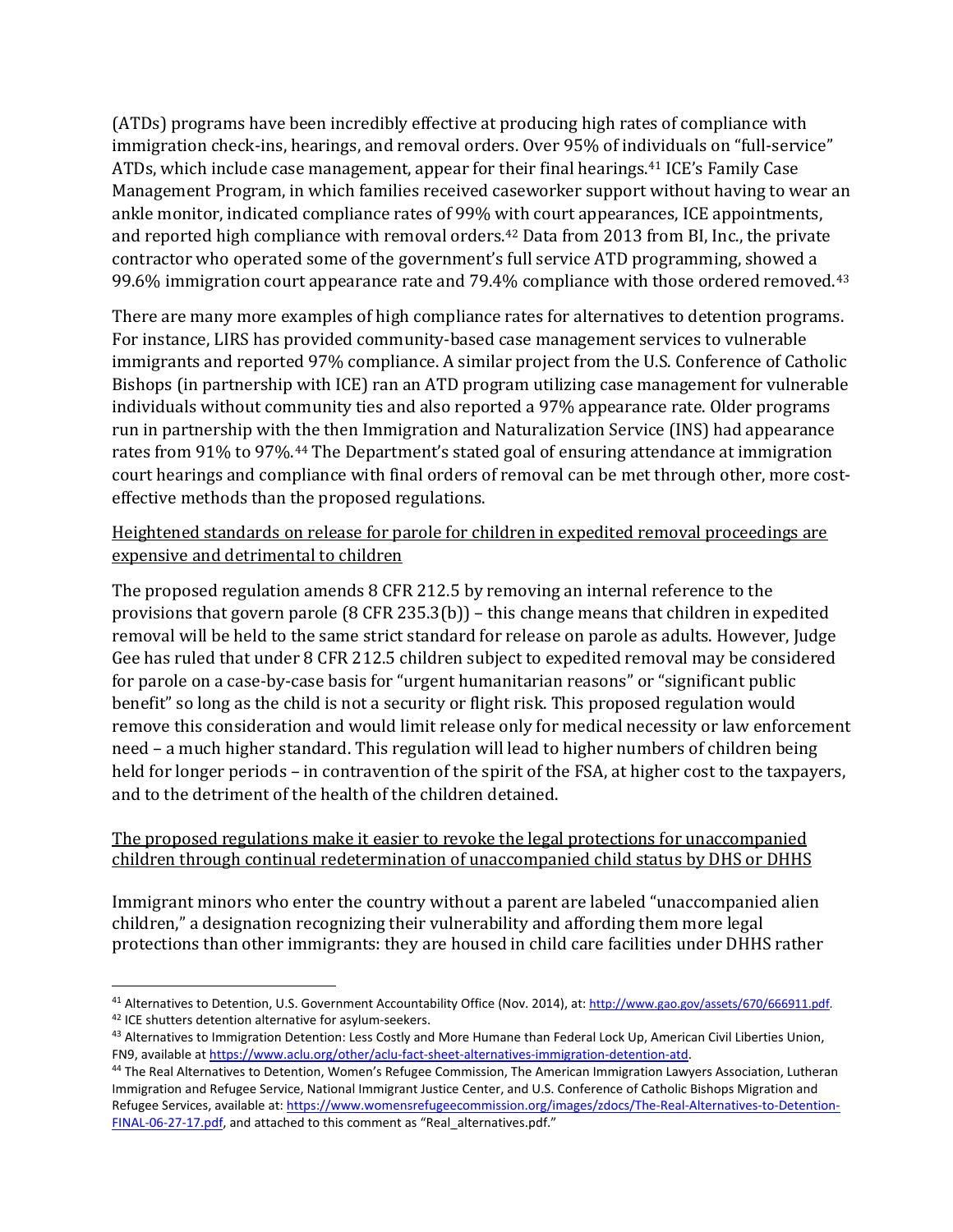(ATDs) programs have been incredibly effective at producing high rates of compliance with immigration check-ins, hearings, and removal orders. Over 95% of individuals on "full-service" ATDs, which include case management, appear for their final hearings.[41] ICE's Family Case Management Program, in which families received caseworker support without having to wear an ankle monitor, indicated compliance rates of 99% with court appearances, ICE appointments, and reported high compliance with removal orders.[42] Data from 2013 from BI, Inc., the private contractor who operated some of the government's full service ATD programming, showed a 99.6% immigration court appearance rate and 79.4% compliance with those ordered removed.[43]

There are many more examples of high compliance rates for alternatives to detention programs. For instance, LIRS has provided community-based case management services to vulnerable immigrants and reported 97% compliance. A similar project from the U.S. Conference of Catholic Bishops (in partnership with ICE) ran an ATD program utilizing case management for vulnerable individuals without community ties and also reported a 97% appearance rate. Older programs run in partnership with the then Immigration and Naturalization Service (INS) had appearance rates from 91% to 97%.[44] The Department's stated goal of ensuring attendance at immigration court hearings and compliance with final orders of removal can be met through other, more cost-effective methods than the proposed regulations.

<u>Heightened standards on release for parole for children in expedited removal proceedings are expensive and detrimental to children</u>

The proposed regulation amends 8 CFR 212.5 by removing an internal reference to the provisions that govern parole (8 CFR 235.3(b)) – this change means that children in expedited removal will be held to the same strict standard for release on parole as adults. However, Judge Gee has ruled that under 8 CFR 212.5 children subject to expedited removal may be considered for parole on a case-by-case basis for "urgent humanitarian reasons" or "significant public benefit" so long as the child is not a security or flight risk. This proposed regulation would remove this consideration and would limit release only for medical necessity or law enforcement need – a much higher standard. This regulation will lead to higher numbers of children being held for longer periods – in contravention of the spirit of the FSA, at higher cost to the taxpayers, and to the detriment of the health of the children detained.

<u>The proposed regulations make it easier to revoke the legal protections for unaccompanied children through continual redetermination of unaccompanied child status by DHS or DHHS</u>

Immigrant minors who enter the country without a parent are labeled "unaccompanied alien children," a designation recognizing their vulnerability and affording them more legal protections than other immigrants: they are housed in child care facilities under DHHS rather

---

[41] Alternatives to Detention, U.S. Government Accountability Office (Nov. 2014), at: http://www.gao.gov/assets/670/666911.pdf.

[42] ICE shutters detention alternative for asylum-seekers.

[43] Alternatives to Immigration Detention: Less Costly and More Humane than Federal Lock Up, American Civil Liberties Union, FN9, available at https://www.aclu.org/other/aclu-fact-sheet-alternatives-immigration-detention-atd.

[44] The Real Alternatives to Detention, Women's Refugee Commission, The American Immigration Lawyers Association, Lutheran Immigration and Refugee Service, National Immigrant Justice Center, and U.S. Conference of Catholic Bishops Migration and Refugee Services, available at: https://www.womensrefugeecommission.org/images/zdocs/The-Real-Alternatives-to-Detention-FINAL-06-27-17.pdf, and attached to this comment as "Real_alternatives.pdf."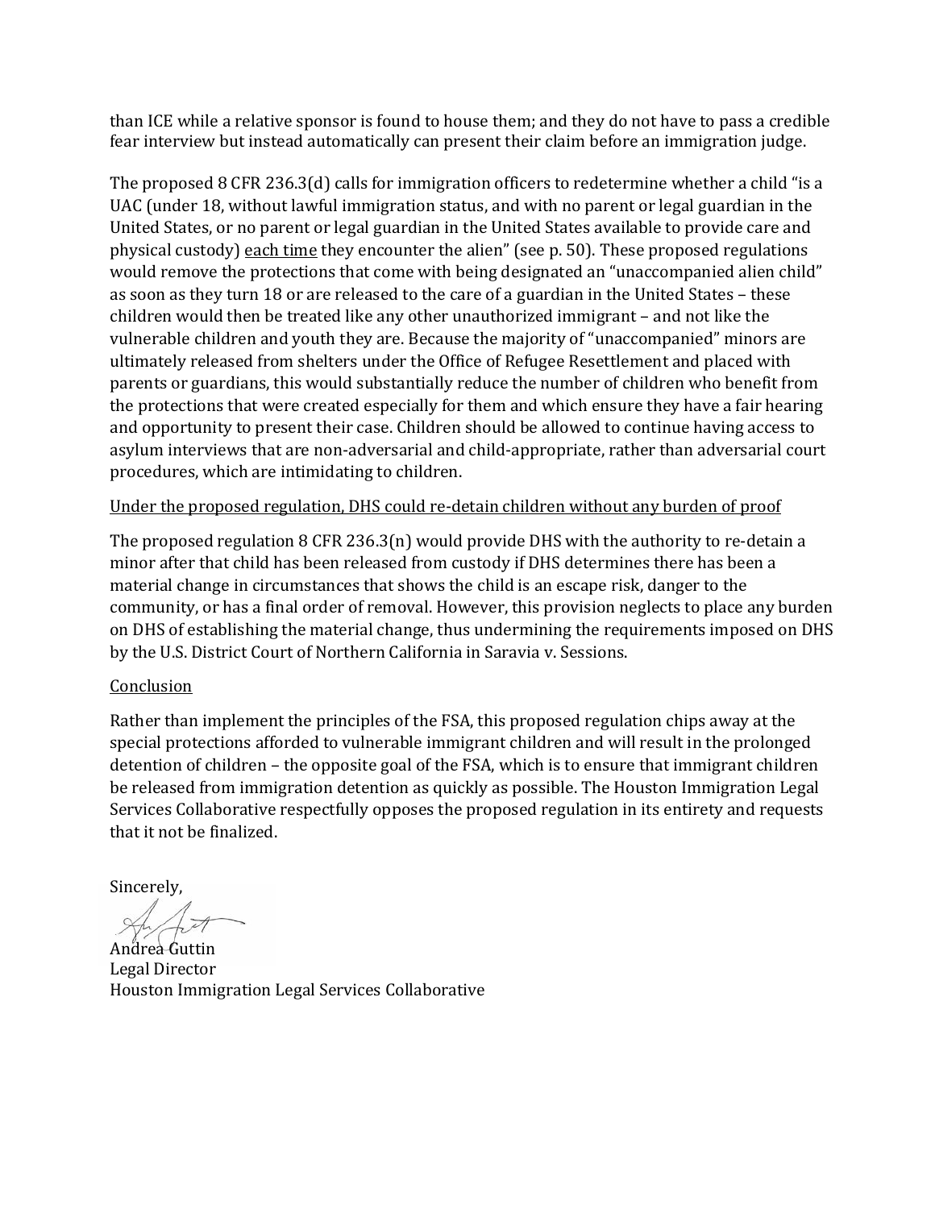than ICE while a relative sponsor is found to house them; and they do not have to pass a credible fear interview but instead automatically can present their claim before an immigration judge.

The proposed 8 CFR 236.3(d) calls for immigration officers to redetermine whether a child "is a UAC (under 18, without lawful immigration status, and with no parent or legal guardian in the United States, or no parent or legal guardian in the United States available to provide care and physical custody) <u>each time</u> they encounter the alien" (see p. 50). These proposed regulations would remove the protections that come with being designated an "unaccompanied alien child" as soon as they turn 18 or are released to the care of a guardian in the United States – these children would then be treated like any other unauthorized immigrant – and not like the vulnerable children and youth they are. Because the majority of "unaccompanied" minors are ultimately released from shelters under the Office of Refugee Resettlement and placed with parents or guardians, this would substantially reduce the number of children who benefit from the protections that were created especially for them and which ensure they have a fair hearing and opportunity to present their case. Children should be allowed to continue having access to asylum interviews that are non-adversarial and child-appropriate, rather than adversarial court procedures, which are intimidating to children.

<u>Under the proposed regulation, DHS could re-detain children without any burden of proof</u>

The proposed regulation 8 CFR 236.3(n) would provide DHS with the authority to re-detain a minor after that child has been released from custody if DHS determines there has been a material change in circumstances that shows the child is an escape risk, danger to the community, or has a final order of removal. However, this provision neglects to place any burden on DHS of establishing the material change, thus undermining the requirements imposed on DHS by the U.S. District Court of Northern California in Saravia v. Sessions.

<u>Conclusion</u>

Rather than implement the principles of the FSA, this proposed regulation chips away at the special protections afforded to vulnerable immigrant children and will result in the prolonged detention of children – the opposite goal of the FSA, which is to ensure that immigrant children be released from immigration detention as quickly as possible. The Houston Immigration Legal Services Collaborative respectfully opposes the proposed regulation in its entirety and requests that it not be finalized.

Sincerely,

Andrea Guttin
Legal Director
Houston Immigration Legal Services Collaborative